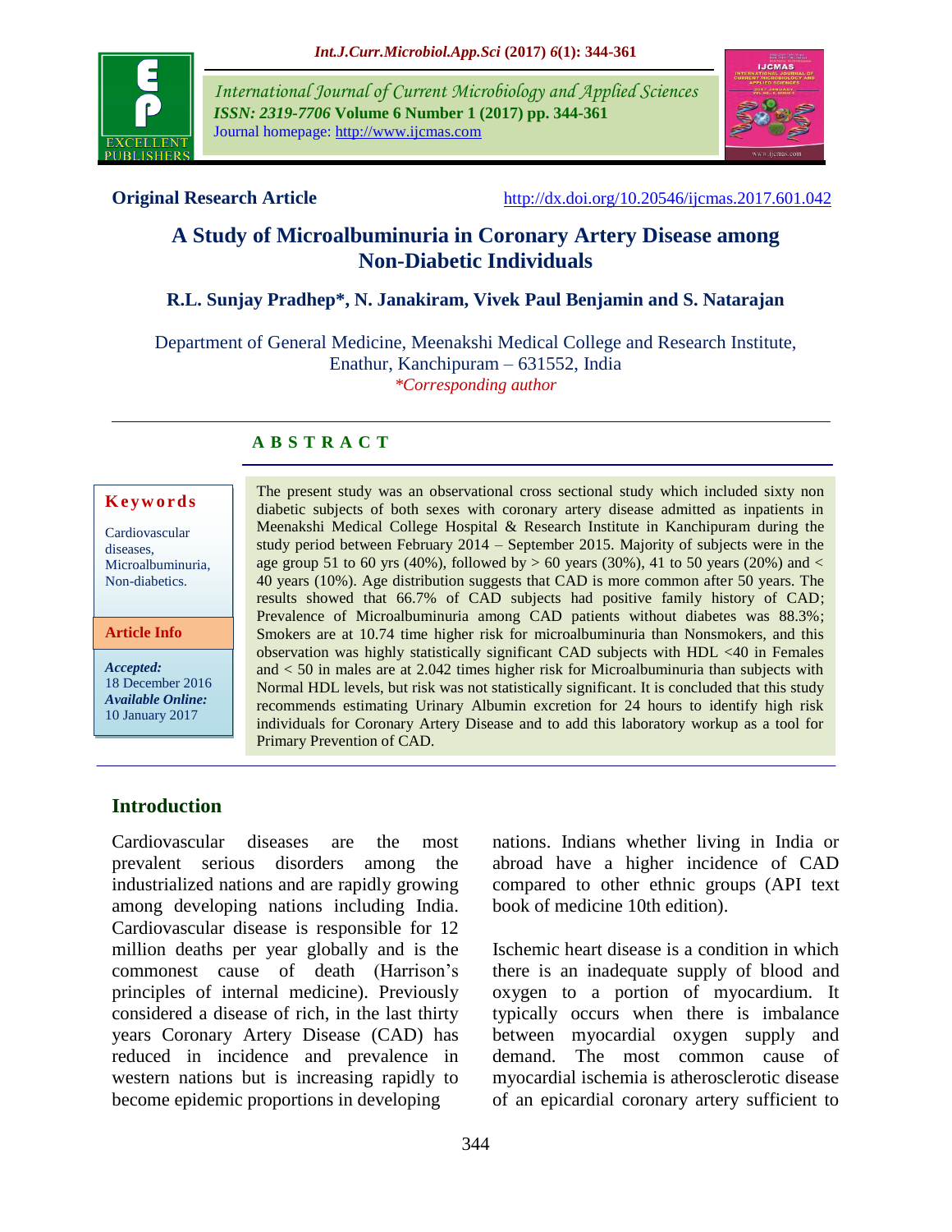**Original Research Article** http://dx.doi.org/10.20546/ijcmas.2017.601.042

# A Study of Microalbuminuria in Coronary Artery Disease among Non-Diabetic Individuals

**R.L. Sunjay Pradhep\*, N. Janakiram, Vivek Paul Benjamin and S. Natarajan**

Department of General Medicine, Meenakshi Medical College and Research Institute, Enathur, Kanchipuram – 631552, India

*\*Corresponding author*

## ABSTRACT

**Keywords**

Cardiovascular diseases, Microalbuminuria, Non-diabetics.

**Article Info**

*Accepted:* 18 December 2016

*Available Online:* 10 January 2017

The present study was an observational cross sectional study which included sixty non diabetic subjects of both sexes with coronary artery disease admitted as inpatients in Meenakshi Medical College Hospital & Research Institute in Kanchipuram during the study period between February 2014 – September 2015. Majority of subjects were in the age group 51 to 60 yrs (40%), followed by > 60 years (30%), 41 to 50 years (20%) and < 40 years (10%). Age distribution suggests that CAD is more common after 50 years. The results showed that 66.7% of CAD subjects had positive family history of CAD; Prevalence of Microalbuminuria among CAD patients without diabetes was 88.3%; Smokers are at 10.74 time higher risk for microalbuminuria than Nonsmokers, and this observation was highly statistically significant CAD subjects with HDL <40 in Females and < 50 in males are at 2.042 times higher risk for Microalbuminuria than subjects with Normal HDL levels, but risk was not statistically significant. It is concluded that this study recommends estimating Urinary Albumin excretion for 24 hours to identify high risk individuals for Coronary Artery Disease and to add this laboratory workup as a tool for Primary Prevention of CAD.

## Introduction

Cardiovascular diseases are the most prevalent serious disorders among the industrialized nations and are rapidly growing among developing nations including India. Cardiovascular disease is responsible for 12 million deaths per year globally and is the commonest cause of death (Harrison's principles of internal medicine). Previously considered a disease of rich, in the last thirty years Coronary Artery Disease (CAD) has reduced in incidence and prevalence in western nations but is increasing rapidly to become epidemic proportions in developing nations. Indians whether living in India or abroad have a higher incidence of CAD compared to other ethnic groups (API text book of medicine 10th edition).

Ischemic heart disease is a condition in which there is an inadequate supply of blood and oxygen to a portion of myocardium. It typically occurs when there is imbalance between myocardial oxygen supply and demand. The most common cause of myocardial ischemia is atherosclerotic disease of an epicardial coronary artery sufficient to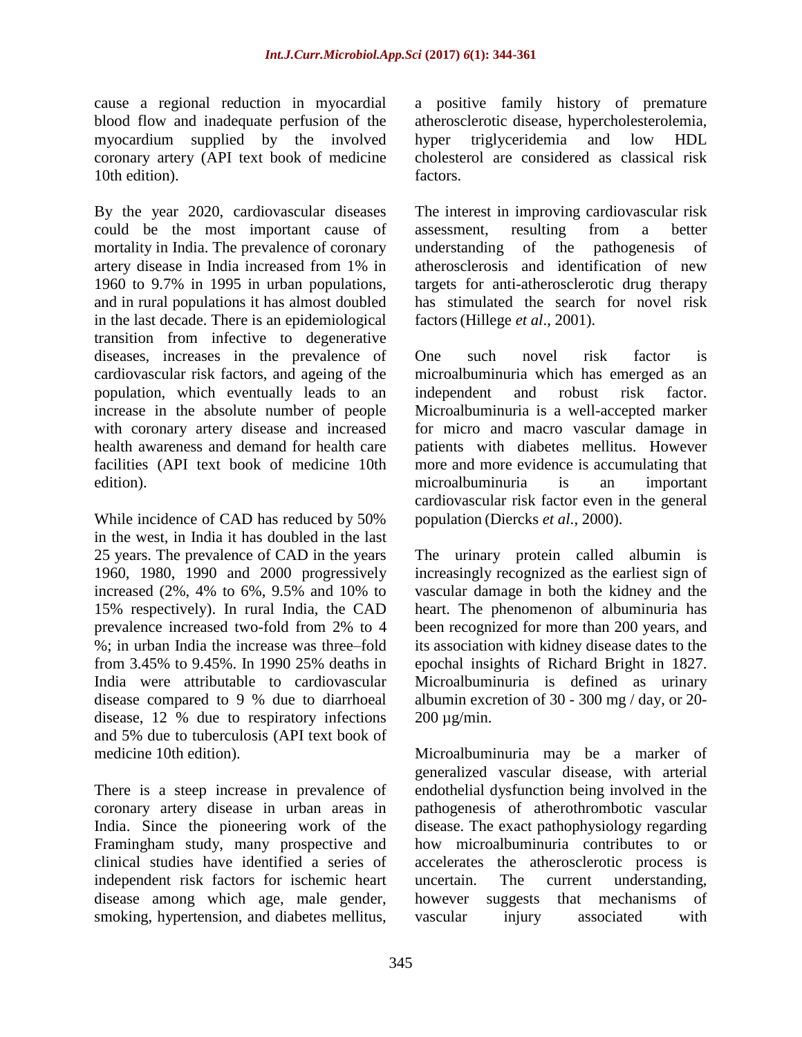cause a regional reduction in myocardial blood flow and inadequate perfusion of the myocardium supplied by the involved coronary artery (API text book of medicine 10th edition).

By the year 2020, cardiovascular diseases could be the most important cause of mortality in India. The prevalence of coronary artery disease in India increased from 1% in 1960 to 9.7% in 1995 in urban populations, and in rural populations it has almost doubled in the last decade. There is an epidemiological transition from infective to degenerative diseases, increases in the prevalence of cardiovascular risk factors, and ageing of the population, which eventually leads to an increase in the absolute number of people with coronary artery disease and increased health awareness and demand for health care facilities (API text book of medicine 10th edition).

While incidence of CAD has reduced by 50% in the west, in India it has doubled in the last 25 years. The prevalence of CAD in the years 1960, 1980, 1990 and 2000 progressively increased (2%, 4% to 6%, 9.5% and 10% to 15% respectively). In rural India, the CAD prevalence increased two-fold from 2% to 4 %; in urban India the increase was three–fold from 3.45% to 9.45%. In 1990 25% deaths in India were attributable to cardiovascular disease compared to 9 % due to diarrhoeal disease, 12 % due to respiratory infections and 5% due to tuberculosis (API text book of medicine 10th edition).

There is a steep increase in prevalence of coronary artery disease in urban areas in India. Since the pioneering work of the Framingham study, many prospective and clinical studies have identified a series of independent risk factors for ischemic heart disease among which age, male gender, smoking, hypertension, and diabetes mellitus, a positive family history of premature atherosclerotic disease, hypercholesterolemia, hyper triglyceridemia and low HDL cholesterol are considered as classical risk factors.

The interest in improving cardiovascular risk assessment, resulting from a better understanding of the pathogenesis of atherosclerosis and identification of new targets for anti-atherosclerotic drug therapy has stimulated the search for novel risk factors (Hillege *et al*., 2001).

One such novel risk factor is microalbuminuria which has emerged as an independent and robust risk factor. Microalbuminuria is a well-accepted marker for micro and macro vascular damage in patients with diabetes mellitus. However more and more evidence is accumulating that microalbuminuria is an important cardiovascular risk factor even in the general population (Diercks *et al*., 2000).

The urinary protein called albumin is increasingly recognized as the earliest sign of vascular damage in both the kidney and the heart. The phenomenon of albuminuria has been recognized for more than 200 years, and its association with kidney disease dates to the epochal insights of Richard Bright in 1827. Microalbuminuria is defined as urinary albumin excretion of 30 - 300 mg / day, or 20-200 µg/min.

Microalbuminuria may be a marker of generalized vascular disease, with arterial endothelial dysfunction being involved in the pathogenesis of atherothrombotic vascular disease. The exact pathophysiology regarding how microalbuminuria contributes to or accelerates the atherosclerotic process is uncertain. The current understanding, however suggests that mechanisms of vascular injury associated with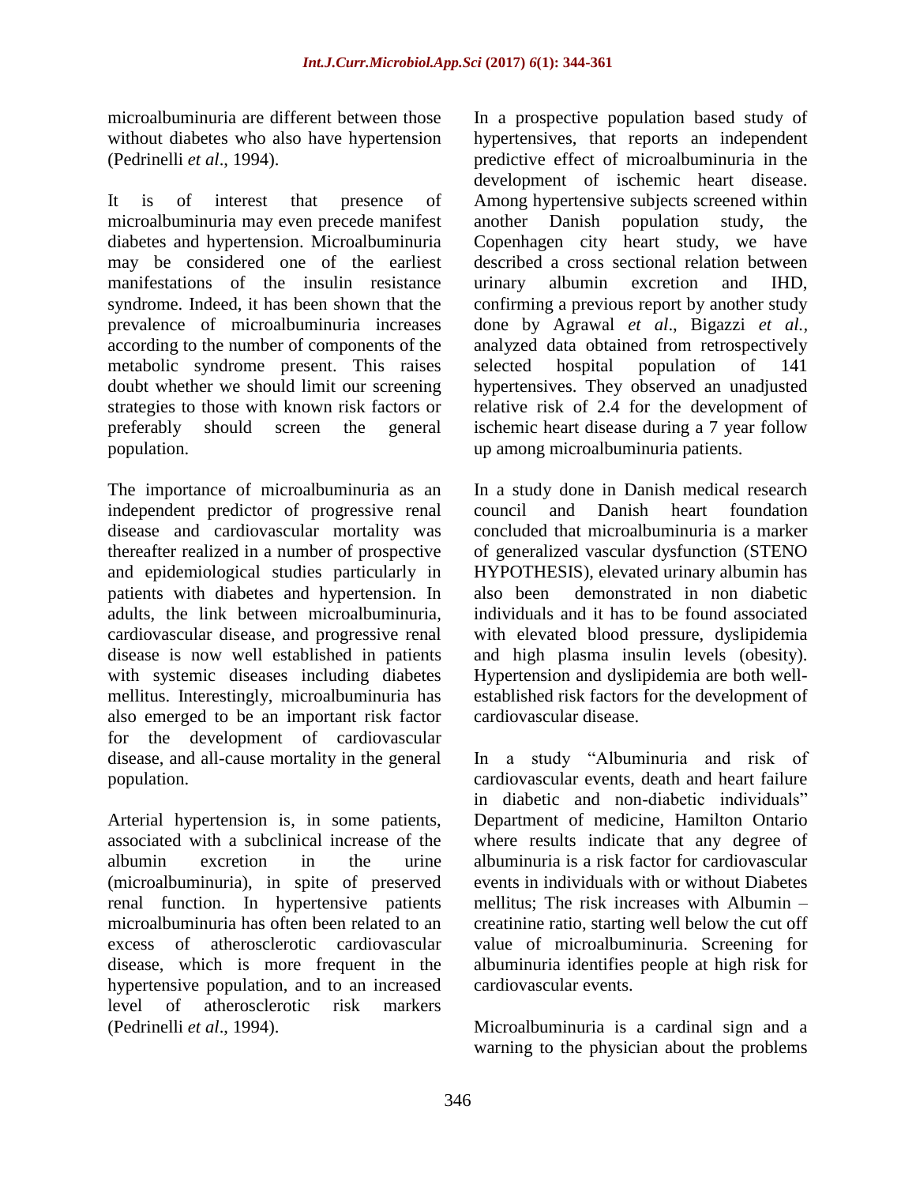microalbuminuria are different between those without diabetes who also have hypertension (Pedrinelli *et al*., 1994).

It is of interest that presence of microalbuminuria may even precede manifest diabetes and hypertension. Microalbuminuria may be considered one of the earliest manifestations of the insulin resistance syndrome. Indeed, it has been shown that the prevalence of microalbuminuria increases according to the number of components of the metabolic syndrome present. This raises doubt whether we should limit our screening strategies to those with known risk factors or preferably should screen the general population.

The importance of microalbuminuria as an independent predictor of progressive renal disease and cardiovascular mortality was thereafter realized in a number of prospective and epidemiological studies particularly in patients with diabetes and hypertension. In adults, the link between microalbuminuria, cardiovascular disease, and progressive renal disease is now well established in patients with systemic diseases including diabetes mellitus. Interestingly, microalbuminuria has also emerged to be an important risk factor for the development of cardiovascular disease, and all-cause mortality in the general population.

Arterial hypertension is, in some patients, associated with a subclinical increase of the albumin excretion in the urine (microalbuminuria), in spite of preserved renal function. In hypertensive patients microalbuminuria has often been related to an excess of atherosclerotic cardiovascular disease, which is more frequent in the hypertensive population, and to an increased level of atherosclerotic risk markers (Pedrinelli *et al*., 1994).

In a prospective population based study of hypertensives, that reports an independent predictive effect of microalbuminuria in the development of ischemic heart disease. Among hypertensive subjects screened within another Danish population study, the Copenhagen city heart study, we have described a cross sectional relation between urinary albumin excretion and IHD, confirming a previous report by another study done by Agrawal *et al*., Bigazzi *et al.*, analyzed data obtained from retrospectively selected hospital population of 141 hypertensives. They observed an unadjusted relative risk of 2.4 for the development of ischemic heart disease during a 7 year follow up among microalbuminuria patients.

In a study done in Danish medical research council and Danish heart foundation concluded that microalbuminuria is a marker of generalized vascular dysfunction (STENO HYPOTHESIS), elevated urinary albumin has also been demonstrated in non diabetic individuals and it has to be found associated with elevated blood pressure, dyslipidemia and high plasma insulin levels (obesity). Hypertension and dyslipidemia are both well-established risk factors for the development of cardiovascular disease.

In a study "Albuminuria and risk of cardiovascular events, death and heart failure in diabetic and non-diabetic individuals" Department of medicine, Hamilton Ontario where results indicate that any degree of albuminuria is a risk factor for cardiovascular events in individuals with or without Diabetes mellitus; The risk increases with Albumin – creatinine ratio, starting well below the cut off value of microalbuminuria. Screening for albuminuria identifies people at high risk for cardiovascular events.

Microalbuminuria is a cardinal sign and a warning to the physician about the problems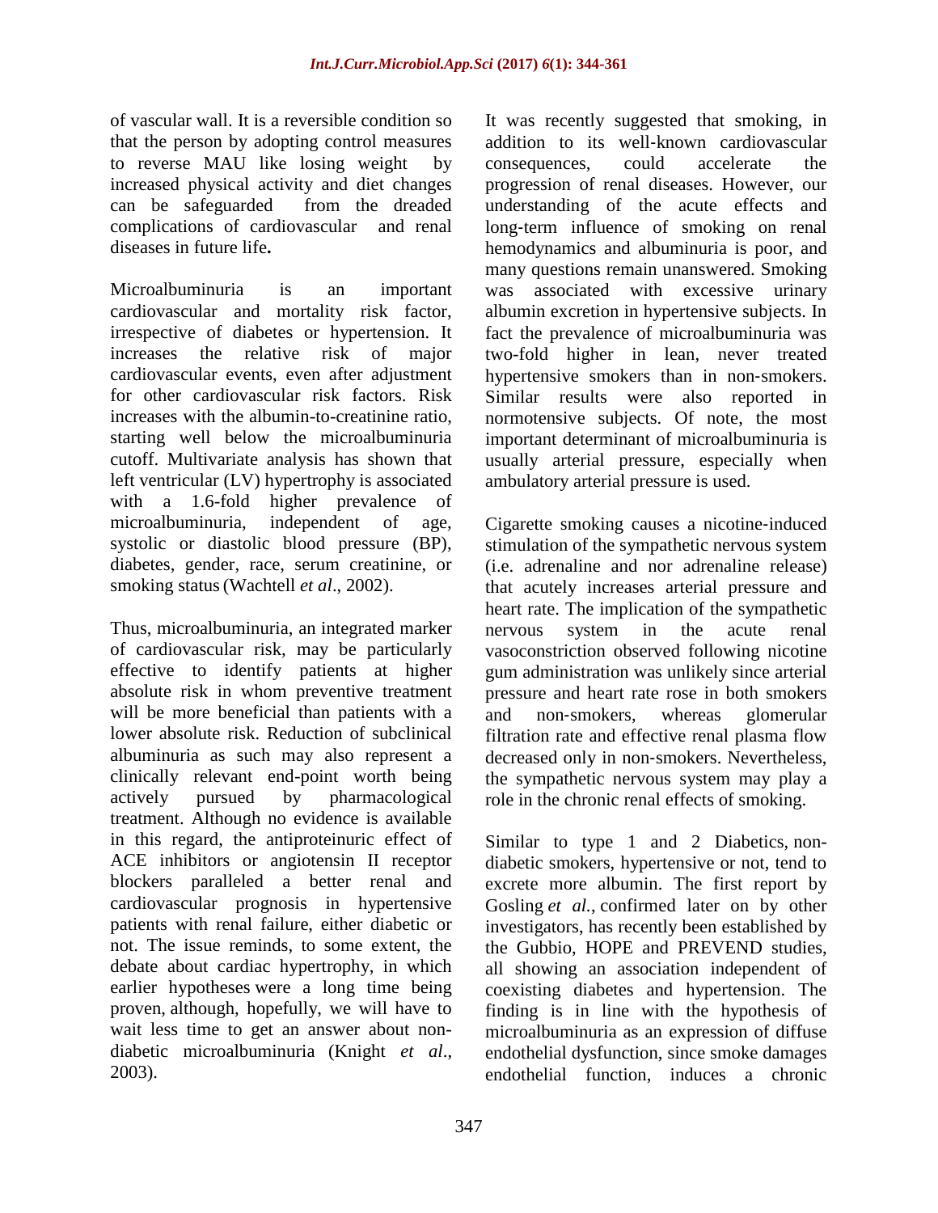of vascular wall. It is a reversible condition so that the person by adopting control measures to reverse MAU like losing weight by increased physical activity and diet changes can be safeguarded from the dreaded complications of cardiovascular and renal diseases in future life**.**

Microalbuminuria is an important cardiovascular and mortality risk factor, irrespective of diabetes or hypertension. It increases the relative risk of major cardiovascular events, even after adjustment for other cardiovascular risk factors. Risk increases with the albumin-to-creatinine ratio, starting well below the microalbuminuria cutoff. Multivariate analysis has shown that left ventricular (LV) hypertrophy is associated with a 1.6-fold higher prevalence of microalbuminuria, independent of age, systolic or diastolic blood pressure (BP), diabetes, gender, race, serum creatinine, or smoking status (Wachtell *et al*., 2002).

Thus, microalbuminuria, an integrated marker of cardiovascular risk, may be particularly effective to identify patients at higher absolute risk in whom preventive treatment will be more beneficial than patients with a lower absolute risk. Reduction of subclinical albuminuria as such may also represent a clinically relevant end-point worth being actively pursued by pharmacological treatment. Although no evidence is available in this regard, the antiproteinuric effect of ACE inhibitors or angiotensin II receptor blockers paralleled a better renal and cardiovascular prognosis in hypertensive patients with renal failure, either diabetic or not. The issue reminds, to some extent, the debate about cardiac hypertrophy, in which earlier hypotheses were a long time being proven, although, hopefully, we will have to wait less time to get an answer about non-diabetic microalbuminuria (Knight *et al*., 2003).

It was recently suggested that smoking, in addition to its well-known cardiovascular consequences, could accelerate the progression of renal diseases. However, our understanding of the acute effects and long-term influence of smoking on renal hemodynamics and albuminuria is poor, and many questions remain unanswered. Smoking was associated with excessive urinary albumin excretion in hypertensive subjects. In fact the prevalence of microalbuminuria was two-fold higher in lean, never treated hypertensive smokers than in non-smokers. Similar results were also reported in normotensive subjects. Of note, the most important determinant of microalbuminuria is usually arterial pressure, especially when ambulatory arterial pressure is used.

Cigarette smoking causes a nicotine-induced stimulation of the sympathetic nervous system (i.e. adrenaline and nor adrenaline release) that acutely increases arterial pressure and heart rate. The implication of the sympathetic nervous system in the acute renal vasoconstriction observed following nicotine gum administration was unlikely since arterial pressure and heart rate rose in both smokers and non-smokers, whereas glomerular filtration rate and effective renal plasma flow decreased only in non-smokers. Nevertheless, the sympathetic nervous system may play a role in the chronic renal effects of smoking.

Similar to type 1 and 2 Diabetics, non-diabetic smokers, hypertensive or not, tend to excrete more albumin. The first report by Gosling *et al.*, confirmed later on by other investigators, has recently been established by the Gubbio, HOPE and PREVEND studies, all showing an association independent of coexisting diabetes and hypertension. The finding is in line with the hypothesis of microalbuminuria as an expression of diffuse endothelial dysfunction, since smoke damages endothelial function, induces a chronic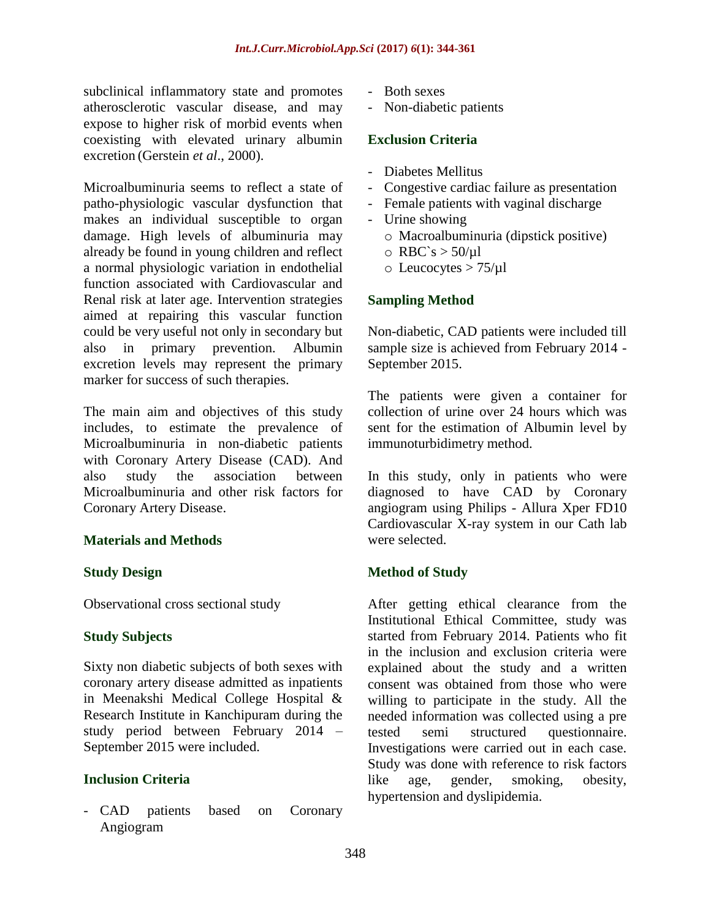subclinical inflammatory state and promotes atherosclerotic vascular disease, and may expose to higher risk of morbid events when coexisting with elevated urinary albumin excretion (Gerstein *et al*., 2000).

Microalbuminuria seems to reflect a state of patho-physiologic vascular dysfunction that makes an individual susceptible to organ damage. High levels of albuminuria may already be found in young children and reflect a normal physiologic variation in endothelial function associated with Cardiovascular and Renal risk at later age. Intervention strategies aimed at repairing this vascular function could be very useful not only in secondary but also in primary prevention. Albumin excretion levels may represent the primary marker for success of such therapies.

The main aim and objectives of this study includes, to estimate the prevalence of Microalbuminuria in non-diabetic patients with Coronary Artery Disease (CAD). And also study the association between Microalbuminuria and other risk factors for Coronary Artery Disease.

## Materials and Methods

### Study Design

Observational cross sectional study

### Study Subjects

Sixty non diabetic subjects of both sexes with coronary artery disease admitted as inpatients in Meenakshi Medical College Hospital & Research Institute in Kanchipuram during the study period between February 2014 – September 2015 were included.

### Inclusion Criteria

- CAD patients based on Coronary Angiogram
- Both sexes
- Non-diabetic patients

### Exclusion Criteria

- Diabetes Mellitus
- Congestive cardiac failure as presentation
- Female patients with vaginal discharge
- Urine showing
  - Macroalbuminuria (dipstick positive)
  - RBC`s > 50/µl
  - Leucocytes > 75/µl

### Sampling Method

Non-diabetic, CAD patients were included till sample size is achieved from February 2014 - September 2015.

The patients were given a container for collection of urine over 24 hours which was sent for the estimation of Albumin level by immunoturbidimetry method.

In this study, only in patients who were diagnosed to have CAD by Coronary angiogram using Philips - Allura Xper FD10 Cardiovascular X-ray system in our Cath lab were selected.

### Method of Study

After getting ethical clearance from the Institutional Ethical Committee, study was started from February 2014. Patients who fit in the inclusion and exclusion criteria were explained about the study and a written consent was obtained from those who were willing to participate in the study. All the needed information was collected using a pre tested semi structured questionnaire. Investigations were carried out in each case. Study was done with reference to risk factors like age, gender, smoking, obesity, hypertension and dyslipidemia.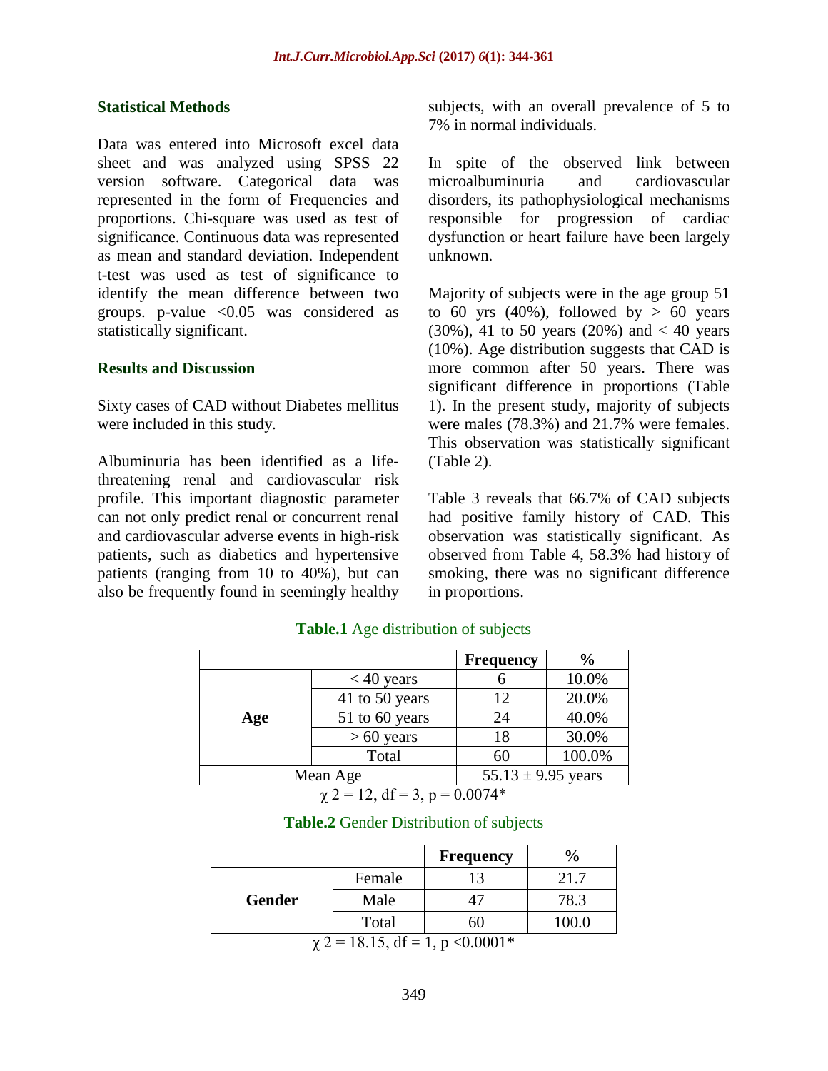### Statistical Methods

Data was entered into Microsoft excel data sheet and was analyzed using SPSS 22 version software. Categorical data was represented in the form of Frequencies and proportions. Chi-square was used as test of significance. Continuous data was represented as mean and standard deviation. Independent t-test was used as test of significance to identify the mean difference between two groups. p-value <0.05 was considered as statistically significant.

### Results and Discussion

Sixty cases of CAD without Diabetes mellitus were included in this study.

Albuminuria has been identified as a life-threatening renal and cardiovascular risk profile. This important diagnostic parameter can not only predict renal or concurrent renal and cardiovascular adverse events in high-risk patients, such as diabetics and hypertensive patients (ranging from 10 to 40%), but can also be frequently found in seemingly healthy subjects, with an overall prevalence of 5 to 7% in normal individuals.

In spite of the observed link between microalbuminuria and cardiovascular disorders, its pathophysiological mechanisms responsible for progression of cardiac dysfunction or heart failure have been largely unknown.

Majority of subjects were in the age group 51 to 60 yrs (40%), followed by > 60 years (30%), 41 to 50 years (20%) and < 40 years (10%). Age distribution suggests that CAD is more common after 50 years. There was significant difference in proportions (Table 1). In the present study, majority of subjects were males (78.3%) and 21.7% were females. This observation was statistically significant (Table 2).

Table 3 reveals that 66.7% of CAD subjects had positive family history of CAD. This observation was statistically significant. As observed from Table 4, 58.3% had history of smoking, there was no significant difference in proportions.

**Table.1** Age distribution of subjects

| | | Frequency | % |
|---|---|---|---|
| Age | < 40 years | 6 | 10.0% |
| | 41 to 50 years | 12 | 20.0% |
| | 51 to 60 years | 24 | 40.0% |
| | > 60 years | 18 | 30.0% |
| | Total | 60 | 100.0% |
| Mean Age | | 55.13 ± 9.95 years | |

$\chi^2 = 12$, df = 3, p = 0.0074*

**Table.2** Gender Distribution of subjects

| | | Frequency | % |
|---|---|---|---|
| Gender | Female | 13 | 21.7 |
| | Male | 47 | 78.3 |
| | Total | 60 | 100.0 |

$\chi^2 = 18.15$, df = 1, p <0.0001*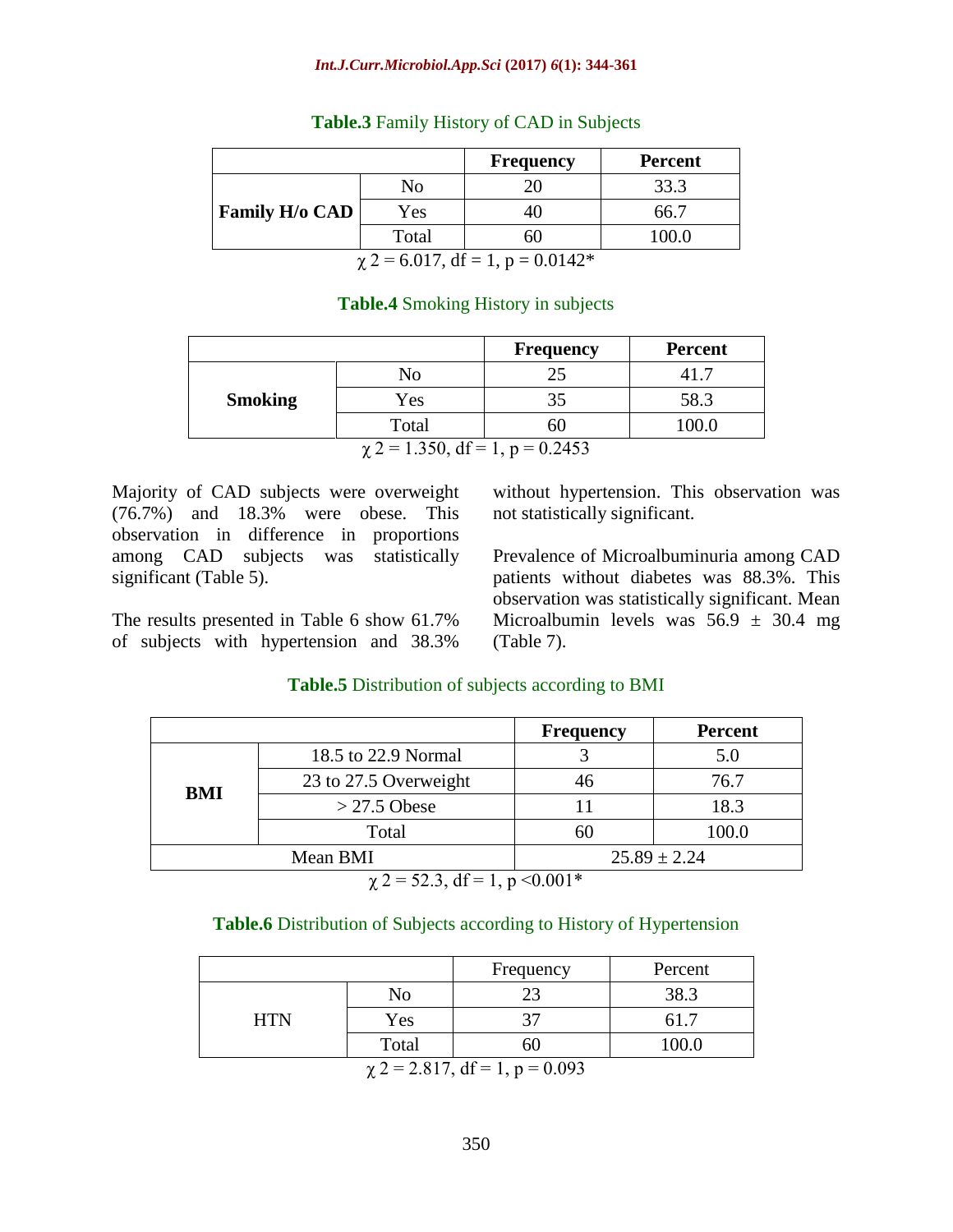**Table.3** Family History of CAD in Subjects

| | | Frequency | Percent |
|---|---|---|---|
| **Family H/o CAD** | No | 20 | 33.3 |
| | Yes | 40 | 66.7 |
| | Total | 60 | 100.0 |

$\chi$ 2 = 6.017, df = 1, p = 0.0142*

**Table.4** Smoking History in subjects

| | | Frequency | Percent |
|---|---|---|---|
| **Smoking** | No | 25 | 41.7 |
| | Yes | 35 | 58.3 |
| | Total | 60 | 100.0 |

$\chi$ 2 = 1.350, df = 1, p = 0.2453

Majority of CAD subjects were overweight (76.7%) and 18.3% were obese. This observation in difference in proportions among CAD subjects was statistically significant (Table 5).

The results presented in Table 6 show 61.7% of subjects with hypertension and 38.3% without hypertension. This observation was not statistically significant.

Prevalence of Microalbuminuria among CAD patients without diabetes was 88.3%. This observation was statistically significant. Mean Microalbumin levels was 56.9 ± 30.4 mg (Table 7).

**Table.5** Distribution of subjects according to BMI

| | | Frequency | Percent |
|---|---|---|---|
| **BMI** | 18.5 to 22.9 Normal | 3 | 5.0 |
| | 23 to 27.5 Overweight | 46 | 76.7 |
| | > 27.5 Obese | 11 | 18.3 |
| | Total | 60 | 100.0 |
| Mean BMI | | 25.89 ± 2.24 | |

$\chi$ 2 = 52.3, df = 1, p <0.001*

**Table.6** Distribution of Subjects according to History of Hypertension

| | | Frequency | Percent |
|---|---|---|---|
| HTN | No | 23 | 38.3 |
| | Yes | 37 | 61.7 |
| | Total | 60 | 100.0 |

$\chi$ 2 = 2.817, df = 1, p = 0.093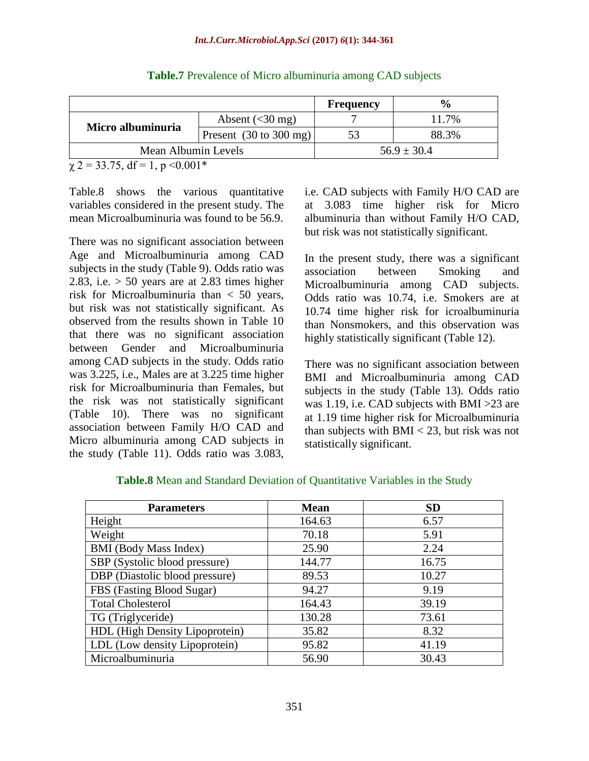**Table.7** Prevalence of Micro albuminuria among CAD subjects

| | | Frequency | % |
|---|---|---|---|
| **Micro albuminuria** | Absent (<30 mg) | 7 | 11.7% |
| | Present (30 to 300 mg) | 53 | 88.3% |
| Mean Albumin Levels | | 56.9 ± 30.4 | |

$\chi 2 = 33.75$, df = 1, p <0.001*

Table.8 shows the various quantitative variables considered in the present study. The mean Microalbuminuria was found to be 56.9.

There was no significant association between Age and Microalbuminuria among CAD subjects in the study (Table 9). Odds ratio was 2.83, i.e. > 50 years are at 2.83 times higher risk for Microalbuminuria than < 50 years, but risk was not statistically significant. As observed from the results shown in Table 10 that there was no significant association between Gender and Microalbuminuria among CAD subjects in the study. Odds ratio was 3.225, i.e., Males are at 3.225 time higher risk for Microalbuminuria than Females, but the risk was not statistically significant (Table 10). There was no significant association between Family H/O CAD and Micro albuminuria among CAD subjects in the study (Table 11). Odds ratio was 3.083, i.e. CAD subjects with Family H/O CAD are at 3.083 time higher risk for Micro albuminuria than without Family H/O CAD, but risk was not statistically significant.

In the present study, there was a significant association between Smoking and Microalbuminuria among CAD subjects. Odds ratio was 10.74, i.e. Smokers are at 10.74 time higher risk for icroalbuminuria than Nonsmokers, and this observation was highly statistically significant (Table 12).

There was no significant association between BMI and Microalbuminuria among CAD subjects in the study (Table 13). Odds ratio was 1.19, i.e. CAD subjects with BMI >23 are at 1.19 time higher risk for Microalbuminuria than subjects with BMI < 23, but risk was not statistically significant.

**Table.8** Mean and Standard Deviation of Quantitative Variables in the Study

| Parameters | Mean | SD |
|---|---|---|
| Height | 164.63 | 6.57 |
| Weight | 70.18 | 5.91 |
| BMI (Body Mass Index) | 25.90 | 2.24 |
| SBP (Systolic blood pressure) | 144.77 | 16.75 |
| DBP (Diastolic blood pressure) | 89.53 | 10.27 |
| FBS (Fasting Blood Sugar) | 94.27 | 9.19 |
| Total Cholesterol | 164.43 | 39.19 |
| TG (Triglyceride) | 130.28 | 73.61 |
| HDL (High Density Lipoprotein) | 35.82 | 8.32 |
| LDL (Low density Lipoprotein) | 95.82 | 41.19 |
| Microalbuminuria | 56.90 | 30.43 |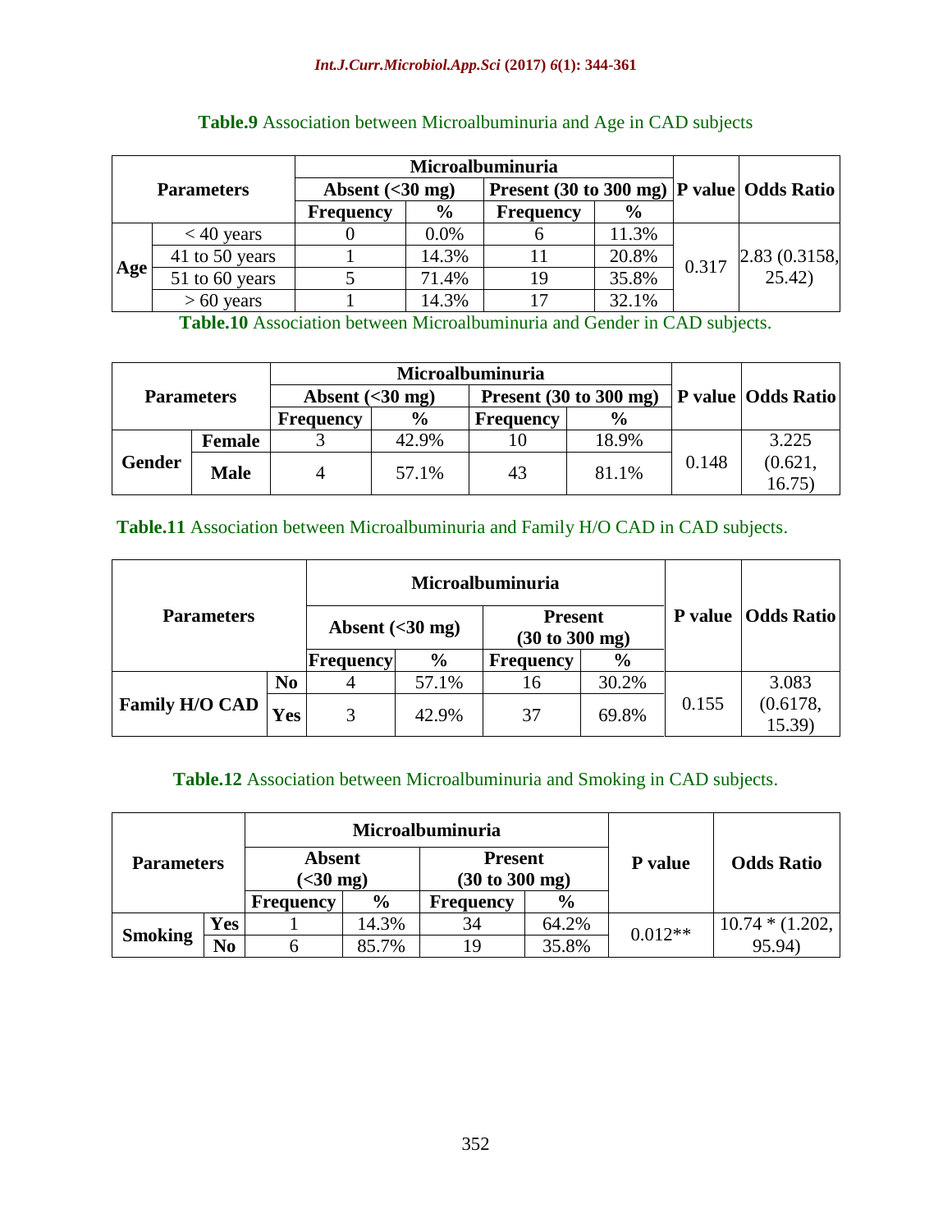**Table.9** Association between Microalbuminuria and Age in CAD subjects

| Parameters | | Microalbuminuria | | | | P value | Odds Ratio |
|---|---|---|---|---|---|---|---|
| | | Absent (<30 mg) | | Present (30 to 300 mg) | | | |
| | | Frequency | % | Frequency | % | | |
| Age | < 40 years | 0 | 0.0% | 6 | 11.3% | 0.317 | 2.83 (0.3158, 25.42) |
| | 41 to 50 years | 1 | 14.3% | 11 | 20.8% | | |
| | 51 to 60 years | 5 | 71.4% | 19 | 35.8% | | |
| | > 60 years | 1 | 14.3% | 17 | 32.1% | | |

**Table.10** Association between Microalbuminuria and Gender in CAD subjects.

| Parameters | | Microalbuminuria | | | | P value | Odds Ratio |
|---|---|---|---|---|---|---|---|
| | | Absent (<30 mg) | | Present (30 to 300 mg) | | | |
| | | Frequency | % | Frequency | % | | |
| Gender | Female | 3 | 42.9% | 10 | 18.9% | 0.148 | 3.225 (0.621, 16.75) |
| | Male | 4 | 57.1% | 43 | 81.1% | | |

**Table.11** Association between Microalbuminuria and Family H/O CAD in CAD subjects.

| Parameters | | Microalbuminuria | | | | P value | Odds Ratio |
|---|---|---|---|---|---|---|---|
| | | Absent (<30 mg) | | Present (30 to 300 mg) | | | |
| | | Frequency | % | Frequency | % | | |
| Family H/O CAD | No | 4 | 57.1% | 16 | 30.2% | 0.155 | 3.083 (0.6178, 15.39) |
| | Yes | 3 | 42.9% | 37 | 69.8% | | |

**Table.12** Association between Microalbuminuria and Smoking in CAD subjects.

| Parameters | | Microalbuminuria | | | | P value | Odds Ratio |
|---|---|---|---|---|---|---|---|
| | | Absent (<30 mg) | | Present (30 to 300 mg) | | | |
| | | Frequency | % | Frequency | % | | |
| Smoking | Yes | 1 | 14.3% | 34 | 64.2% | 0.012** | 10.74 * (1.202, 95.94) |
| | No | 6 | 85.7% | 19 | 35.8% | | |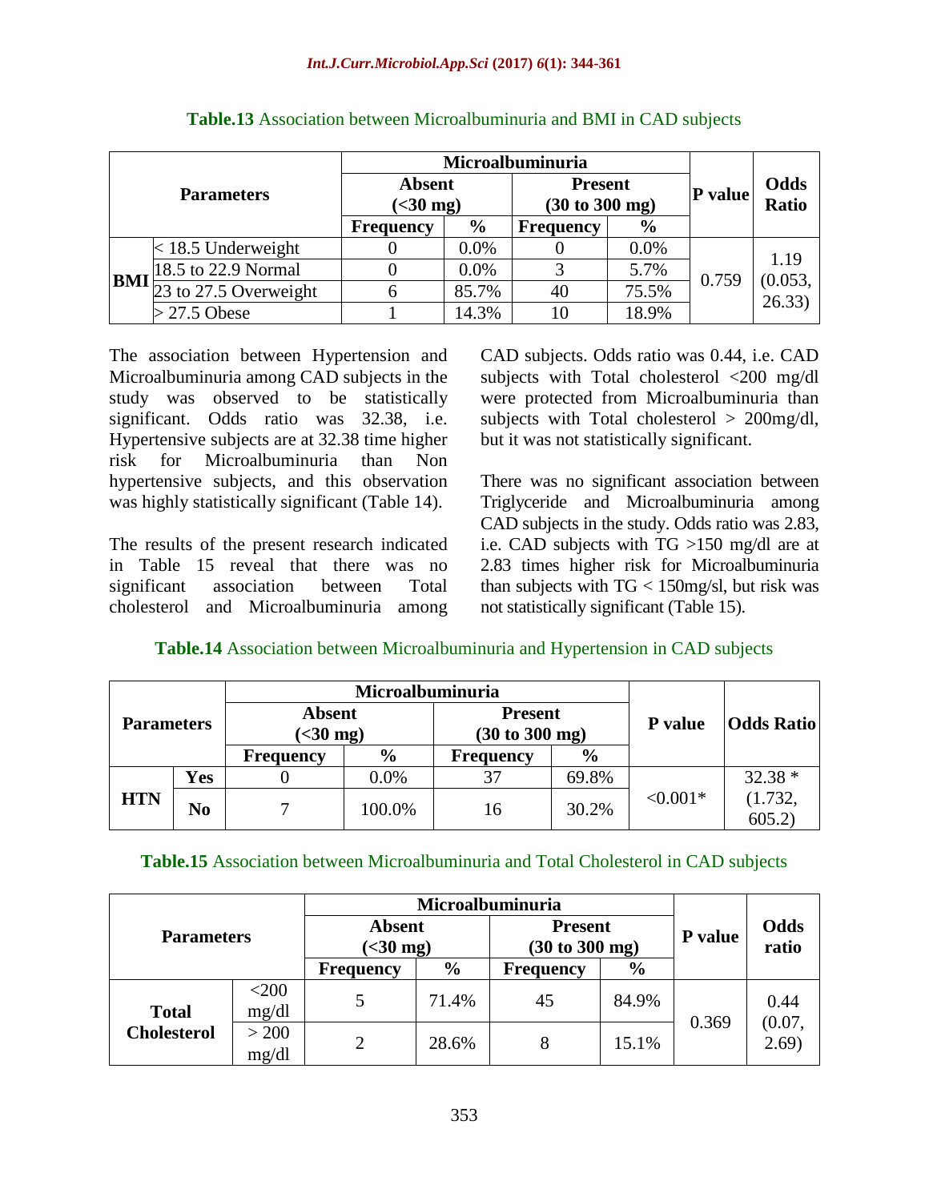**Table.13** Association between Microalbuminuria and BMI in CAD subjects

| Parameters | | Microalbuminuria | | | | P value | Odds Ratio |
|---|---|---|---|---|---|---|---|
| | | Absent (<30 mg) | | Present (30 to 300 mg) | | | |
| | | Frequency | % | Frequency | % | | |
| BMI | < 18.5 Underweight | 0 | 0.0% | 0 | 0.0% | 0.759 | 1.19 (0.053, 26.33) |
| | 18.5 to 22.9 Normal | 0 | 0.0% | 3 | 5.7% | | |
| | 23 to 27.5 Overweight | 6 | 85.7% | 40 | 75.5% | | |
| | > 27.5 Obese | 1 | 14.3% | 10 | 18.9% | | |

The association between Hypertension and Microalbuminuria among CAD subjects in the study was observed to be statistically significant. Odds ratio was 32.38, i.e. Hypertensive subjects are at 32.38 time higher risk for Microalbuminuria than Non hypertensive subjects, and this observation was highly statistically significant (Table 14).

The results of the present research indicated in Table 15 reveal that there was no significant association between Total cholesterol and Microalbuminuria among CAD subjects. Odds ratio was 0.44, i.e. CAD subjects with Total cholesterol <200 mg/dl were protected from Microalbuminuria than subjects with Total cholesterol > 200mg/dl, but it was not statistically significant.

There was no significant association between Triglyceride and Microalbuminuria among CAD subjects in the study. Odds ratio was 2.83, i.e. CAD subjects with TG >150 mg/dl are at 2.83 times higher risk for Microalbuminuria than subjects with TG < 150mg/sl, but risk was not statistically significant (Table 15).

**Table.14** Association between Microalbuminuria and Hypertension in CAD subjects

| Parameters | | Microalbuminuria | | | | P value | Odds Ratio |
|---|---|---|---|---|---|---|---|
| | | Absent (<30 mg) | | Present (30 to 300 mg) | | | |
| | | Frequency | % | Frequency | % | | |
| HTN | Yes | 0 | 0.0% | 37 | 69.8% | <0.001* | 32.38 * (1.732, 605.2) |
| | No | 7 | 100.0% | 16 | 30.2% | | |

**Table.15** Association between Microalbuminuria and Total Cholesterol in CAD subjects

| Parameters | | Microalbuminuria | | | | P value | Odds ratio |
|---|---|---|---|---|---|---|---|
| | | Absent (<30 mg) | | Present (30 to 300 mg) | | | |
| | | Frequency | % | Frequency | % | | |
| Total Cholesterol | <200 mg/dl | 5 | 71.4% | 45 | 84.9% | 0.369 | 0.44 (0.07, 2.69) |
| | > 200 mg/dl | 2 | 28.6% | 8 | 15.1% | | |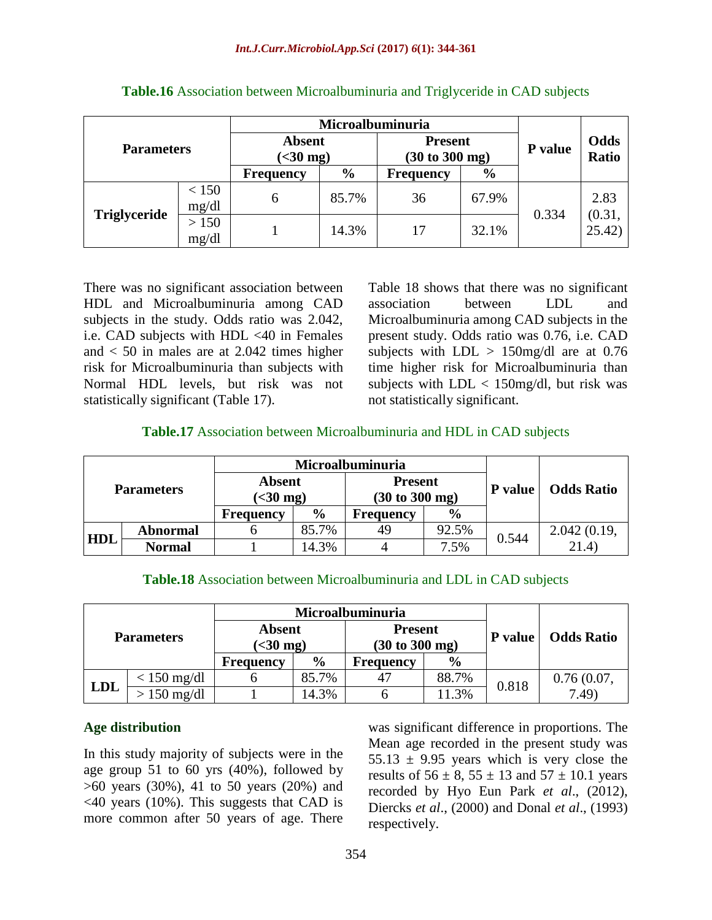**Table.16** Association between Microalbuminuria and Triglyceride in CAD subjects

| Parameters | | Microalbuminuria | | | | P value | Odds Ratio |
|---|---|---|---|---|---|---|---|
| | | Absent (<30 mg) | | Present (30 to 300 mg) | | | |
| | | Frequency | % | Frequency | % | | |
| Triglyceride | < 150 mg/dl | 6 | 85.7% | 36 | 67.9% | 0.334 | 2.83 (0.31, 25.42) |
| | > 150 mg/dl | 1 | 14.3% | 17 | 32.1% | | |

There was no significant association between HDL and Microalbuminuria among CAD subjects in the study. Odds ratio was 2.042, i.e. CAD subjects with HDL <40 in Females and < 50 in males are at 2.042 times higher risk for Microalbuminuria than subjects with Normal HDL levels, but risk was not statistically significant (Table 17).

Table 18 shows that there was no significant association between LDL and Microalbuminuria among CAD subjects in the present study. Odds ratio was 0.76, i.e. CAD subjects with LDL > 150mg/dl are at 0.76 time higher risk for Microalbuminuria than subjects with LDL < 150mg/dl, but risk was not statistically significant.

**Table.17** Association between Microalbuminuria and HDL in CAD subjects

| Parameters | | Microalbuminuria | | | | P value | Odds Ratio |
|---|---|---|---|---|---|---|---|
| | | Absent (<30 mg) | | Present (30 to 300 mg) | | | |
| | | Frequency | % | Frequency | % | | |
| HDL | Abnormal | 6 | 85.7% | 49 | 92.5% | 0.544 | 2.042 (0.19, 21.4) |
| | Normal | 1 | 14.3% | 4 | 7.5% | | |

**Table.18** Association between Microalbuminuria and LDL in CAD subjects

| Parameters | | Microalbuminuria | | | | P value | Odds Ratio |
|---|---|---|---|---|---|---|---|
| | | Absent (<30 mg) | | Present (30 to 300 mg) | | | |
| | | Frequency | % | Frequency | % | | |
| LDL | < 150 mg/dl | 6 | 85.7% | 47 | 88.7% | 0.818 | 0.76 (0.07, 7.49) |
| | > 150 mg/dl | 1 | 14.3% | 6 | 11.3% | | |

**Age distribution**

In this study majority of subjects were in the age group 51 to 60 yrs (40%), followed by >60 years (30%), 41 to 50 years (20%) and <40 years (10%). This suggests that CAD is more common after 50 years of age. There was significant difference in proportions. The Mean age recorded in the present study was 55.13 ± 9.95 years which is very close the results of 56 ± 8, 55 ± 13 and 57 ± 10.1 years recorded by Hyo Eun Park *et al*., (2012), Diercks *et al*., (2000) and Donal *et al*., (1993) respectively.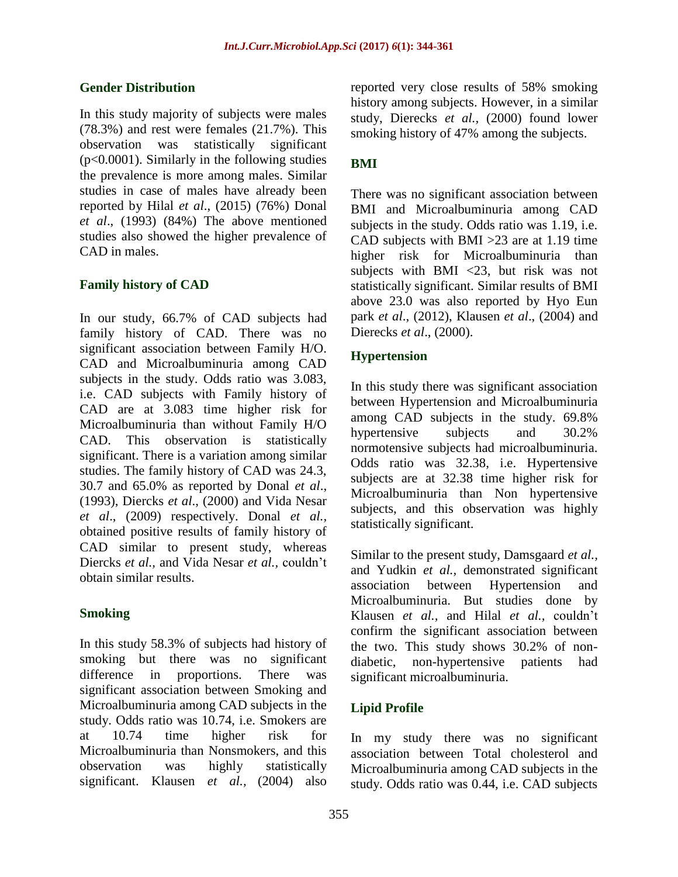### Gender Distribution

In this study majority of subjects were males (78.3%) and rest were females (21.7%). This observation was statistically significant ($p<0.0001$). Similarly in the following studies the prevalence is more among males. Similar studies in case of males have already been reported by Hilal *et al*., (2015) (76%) Donal *et al*., (1993) (84%) The above mentioned studies also showed the higher prevalence of CAD in males.

### Family history of CAD

In our study, 66.7% of CAD subjects had family history of CAD. There was no significant association between Family H/O. CAD and Microalbuminuria among CAD subjects in the study. Odds ratio was 3.083, i.e. CAD subjects with Family history of CAD are at 3.083 time higher risk for Microalbuminuria than without Family H/O CAD. This observation is statistically significant. There is a variation among similar studies. The family history of CAD was 24.3, 30.7 and 65.0% as reported by Donal *et al*., (1993), Diercks *et al*., (2000) and Vida Nesar *et al*., (2009) respectively. Donal *et al.,* obtained positive results of family history of CAD similar to present study, whereas Diercks *et al.,* and Vida Nesar *et al.,* couldn't obtain similar results.

### Smoking

In this study 58.3% of subjects had history of smoking but there was no significant difference in proportions. There was significant association between Smoking and Microalbuminuria among CAD subjects in the study. Odds ratio was 10.74, i.e. Smokers are at 10.74 time higher risk for Microalbuminuria than Nonsmokers, and this observation was highly statistically significant. Klausen *et al.,* (2004) also reported very close results of 58% smoking history among subjects. However, in a similar study, Dierecks *et al.,* (2000) found lower smoking history of 47% among the subjects.

### BMI

There was no significant association between BMI and Microalbuminuria among CAD subjects in the study. Odds ratio was 1.19, i.e. CAD subjects with BMI >23 are at 1.19 time higher risk for Microalbuminuria than subjects with BMI <23, but risk was not statistically significant. Similar results of BMI above 23.0 was also reported by Hyo Eun park *et al*., (2012), Klausen *et al*., (2004) and Dierecks *et al*., (2000).

### Hypertension

In this study there was significant association between Hypertension and Microalbuminuria among CAD subjects in the study. 69.8% hypertensive subjects and 30.2% normotensive subjects had microalbuminuria. Odds ratio was 32.38, i.e. Hypertensive subjects are at 32.38 time higher risk for Microalbuminuria than Non hypertensive subjects, and this observation was highly statistically significant.

Similar to the present study, Damsgaard *et al.,* and Yudkin *et al.*, demonstrated significant association between Hypertension and Microalbuminuria. But studies done by Klausen *et al.,* and Hilal *et al.,* couldn't confirm the significant association between the two. This study shows 30.2% of non-diabetic, non-hypertensive patients had significant microalbuminuria.

### Lipid Profile

In my study there was no significant association between Total cholesterol and Microalbuminuria among CAD subjects in the study. Odds ratio was 0.44, i.e. CAD subjects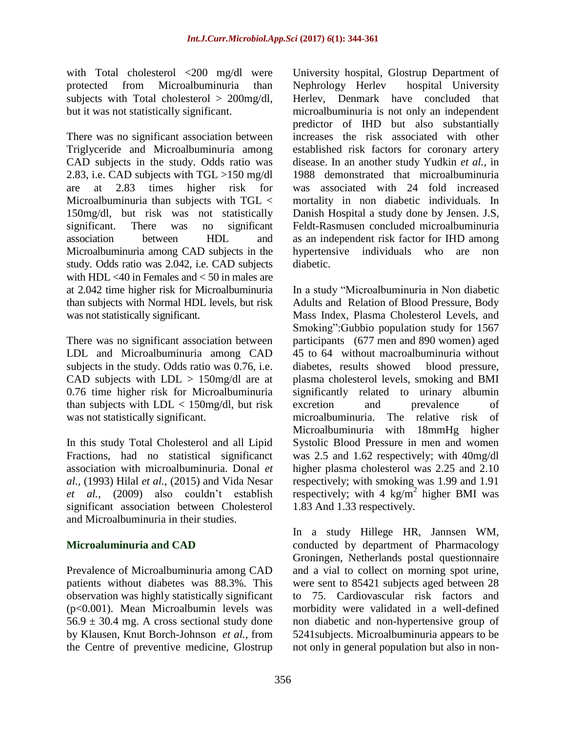with Total cholesterol <200 mg/dl were protected from Microalbuminuria than subjects with Total cholesterol > 200mg/dl, but it was not statistically significant.

There was no significant association between Triglyceride and Microalbuminuria among CAD subjects in the study. Odds ratio was 2.83, i.e. CAD subjects with TGL >150 mg/dl are at 2.83 times higher risk for Microalbuminuria than subjects with TGL < 150mg/dl, but risk was not statistically significant. There was no significant association between HDL and Microalbuminuria among CAD subjects in the study. Odds ratio was 2.042, i.e. CAD subjects with HDL <40 in Females and < 50 in males are at 2.042 time higher risk for Microalbuminuria than subjects with Normal HDL levels, but risk was not statistically significant.

There was no significant association between LDL and Microalbuminuria among CAD subjects in the study. Odds ratio was 0.76, i.e. CAD subjects with LDL > 150mg/dl are at 0.76 time higher risk for Microalbuminuria than subjects with LDL < 150mg/dl, but risk was not statistically significant.

In this study Total Cholesterol and all Lipid Fractions, had no statistical significanct association with microalbuminuria. Donal *et al.,* (1993) Hilal *et al.,* (2015) and Vida Nesar *et al.,* (2009) also couldn't establish significant association between Cholesterol and Microalbuminuria in their studies.

### Microaluminuria and CAD

Prevalence of Microalbuminuria among CAD patients without diabetes was 88.3%. This observation was highly statistically significant ($p<0.001$). Mean Microalbumin levels was $56.9 \pm 30.4$ mg. A cross sectional study done by Klausen, Knut Borch-Johnson *et al.,* from the Centre of preventive medicine, Glostrup University hospital, Glostrup Department of Nephrology Herlev hospital University Herlev, Denmark have concluded that microalbuminuria is not only an independent predictor of IHD but also substantially increases the risk associated with other established risk factors for coronary artery disease. In an another study Yudkin *et al.,* in 1988 demonstrated that microalbuminuria was associated with 24 fold increased mortality in non diabetic individuals. In Danish Hospital a study done by Jensen. J.S, Feldt-Rasmusen concluded microalbuminuria as an independent risk factor for IHD among hypertensive individuals who are non diabetic.

In a study "Microalbuminuria in Non diabetic Adults and Relation of Blood Pressure, Body Mass Index, Plasma Cholesterol Levels, and Smoking":Gubbio population study for 1567 participants (677 men and 890 women) aged 45 to 64 without macroalbuminuria without diabetes, results showed blood pressure, plasma cholesterol levels, smoking and BMI significantly related to urinary albumin excretion and prevalence of microalbuminuria. The relative risk of Microalbuminuria with 18mmHg higher Systolic Blood Pressure in men and women was 2.5 and 1.62 respectively; with 40mg/dl higher plasma cholesterol was 2.25 and 2.10 respectively; with smoking was 1.99 and 1.91 respectively; with 4 $kg/m^2$ higher BMI was 1.83 And 1.33 respectively.

In a study Hillege HR, Jannsen WM, conducted by department of Pharmacology Groningen, Netherlands postal questionnaire and a vial to collect on morning spot urine, were sent to 85421 subjects aged between 28 to 75. Cardiovascular risk factors and morbidity were validated in a well-defined non diabetic and non-hypertensive group of 5241subjects. Microalbuminuria appears to be not only in general population but also in non-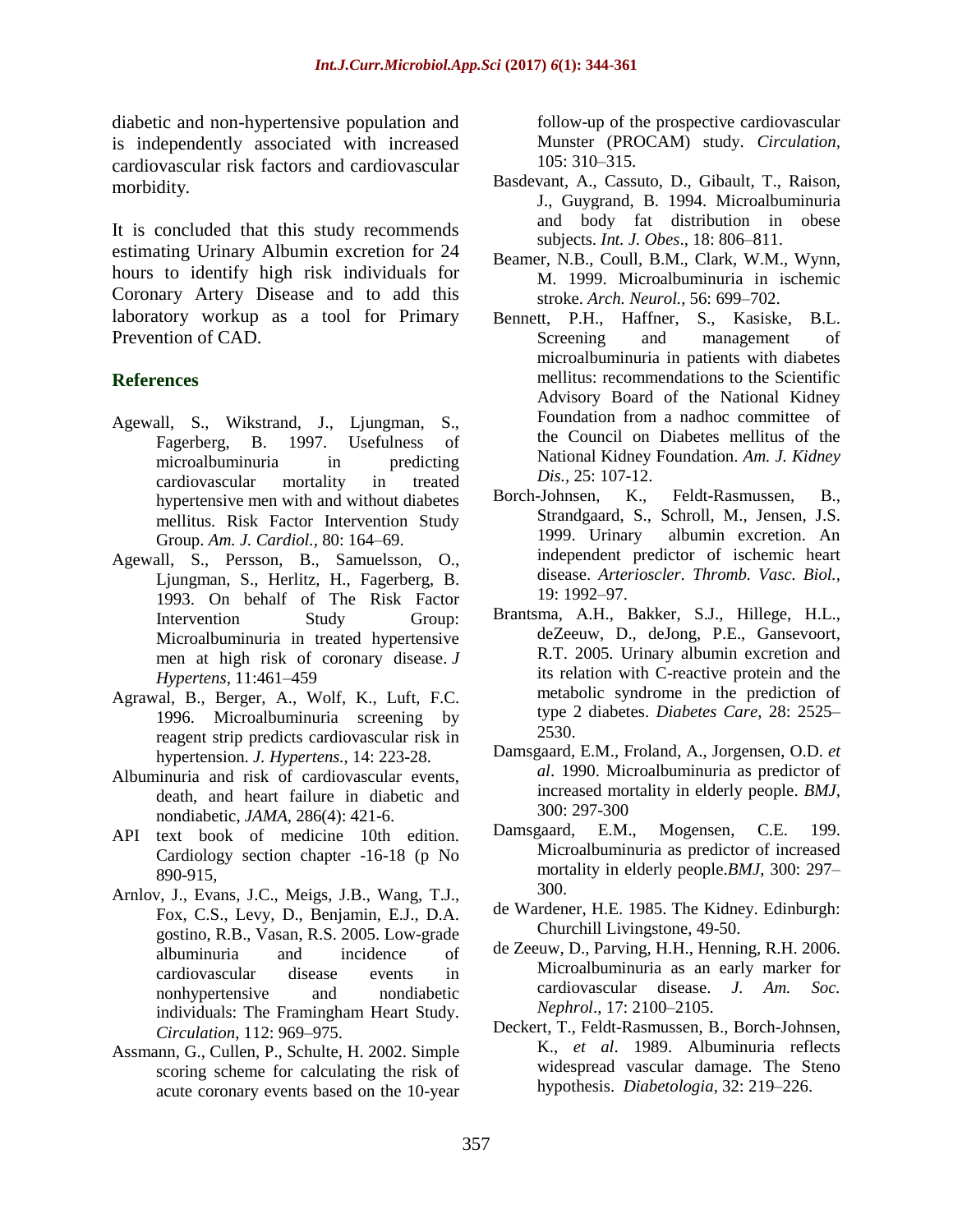diabetic and non-hypertensive population and is independently associated with increased cardiovascular risk factors and cardiovascular morbidity.

It is concluded that this study recommends estimating Urinary Albumin excretion for 24 hours to identify high risk individuals for Coronary Artery Disease and to add this laboratory workup as a tool for Primary Prevention of CAD.

## References

Agewall, S., Wikstrand, J., Ljungman, S., Fagerberg, B. 1997. Usefulness of microalbuminuria in predicting cardiovascular mortality in treated hypertensive men with and without diabetes mellitus. Risk Factor Intervention Study Group. *Am. J. Cardiol.,* 80: 164–69.

Agewall, S., Persson, B., Samuelsson, O., Ljungman, S., Herlitz, H., Fagerberg, B. 1993. On behalf of The Risk Factor Intervention Study Group: Microalbuminuria in treated hypertensive men at high risk of coronary disease. *J Hypertens,* 11:461–459

Agrawal, B., Berger, A., Wolf, K., Luft, F.C. 1996. Microalbuminuria screening by reagent strip predicts cardiovascular risk in hypertension. *J. Hypertens.,* 14: 223-28.

Albuminuria and risk of cardiovascular events, death, and heart failure in diabetic and nondiabetic, *JAMA*, 286(4): 421-6.

API text book of medicine 10th edition. Cardiology section chapter -16-18 (p No 890-915,

Arnlov, J., Evans, J.C., Meigs, J.B., Wang, T.J., Fox, C.S., Levy, D., Benjamin, E.J., D.A. gostino, R.B., Vasan, R.S. 2005. Low-grade albuminuria and incidence of cardiovascular disease events in nonhypertensive and nondiabetic individuals: The Framingham Heart Study. *Circulation*, 112: 969–975.

Assmann, G., Cullen, P., Schulte, H. 2002. Simple scoring scheme for calculating the risk of acute coronary events based on the 10-year follow-up of the prospective cardiovascular Munster (PROCAM) study. *Circulation,* 105: 310–315.

Basdevant, A., Cassuto, D., Gibault, T., Raison, J., Guygrand, B. 1994. Microalbuminuria and body fat distribution in obese subjects. *Int. J. Obes*., 18: 806–811.

Beamer, N.B., Coull, B.M., Clark, W.M., Wynn, M. 1999. Microalbuminuria in ischemic stroke. *Arch. Neurol.,* 56: 699–702.

Bennett, P.H., Haffner, S., Kasiske, B.L. Screening and management of microalbuminuria in patients with diabetes mellitus: recommendations to the Scientific Advisory Board of the National Kidney Foundation from a nadhoc committee of the Council on Diabetes mellitus of the National Kidney Foundation. *Am. J. Kidney Dis.,* 25: 107-12.

Borch-Johnsen, K., Feldt-Rasmussen, B., Strandgaard, S., Schroll, M., Jensen, J.S. 1999. Urinary albumin excretion. An independent predictor of ischemic heart disease. *Arterioscler. Thromb. Vasc. Biol.,* 19: 1992–97.

Brantsma, A.H., Bakker, S.J., Hillege, H.L., deZeeuw, D., deJong, P.E., Gansevoort, R.T. 2005. Urinary albumin excretion and its relation with C-reactive protein and the metabolic syndrome in the prediction of type 2 diabetes. *Diabetes Care*, 28: 2525–2530.

Damsgaard, E.M., Froland, A., Jorgensen, O.D. *et al*. 1990. Microalbuminuria as predictor of increased mortality in elderly people. *BMJ,* 300: 297-300

Damsgaard, E.M., Mogensen, C.E. 199. Microalbuminuria as predictor of increased mortality in elderly people.*BMJ*, 300: 297–300.

de Wardener, H.E. 1985. The Kidney. Edinburgh: Churchill Livingstone, 49-50.

de Zeeuw, D., Parving, H.H., Henning, R.H. 2006. Microalbuminuria as an early marker for cardiovascular disease. *J. Am. Soc. Nephrol*., 17: 2100–2105.

Deckert, T., Feldt-Rasmussen, B., Borch-Johnsen, K., *et al*. 1989. Albuminuria reflects widespread vascular damage. The Steno hypothesis. *Diabetologia,* 32: 219–226.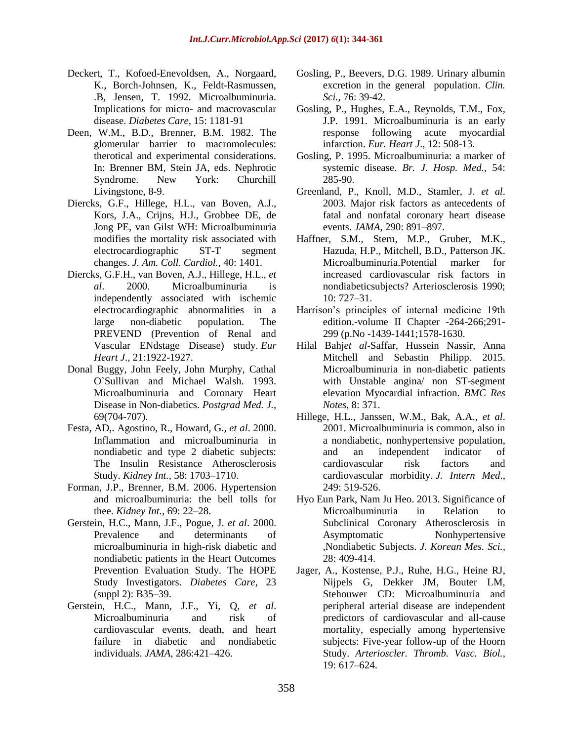Deckert, T., Kofoed-Enevoldsen, A., Norgaard, K., Borch-Johnsen, K., Feldt-Rasmussen, .B, Jensen, T. 1992. Microalbuminuria. Implications for micro- and macrovascular disease. *Diabetes Care*, 15: 1181-91

Deen, W.M., B.D., Brenner, B.M. 1982. The glomerular barrier to macromolecules: therotical and experimental considerations. In: Brenner BM, Stein JA, eds. Nephrotic Syndrome. New York: Churchill Livingstone, 8-9.

Diercks, G.F., Hillege, H.L., van Boven, A.J., Kors, J.A., Crijns, H.J., Grobbee DE, de Jong PE, van Gilst WH: Microalbuminuria modifies the mortality risk associated with electrocardiographic ST-T segment changes. *J. Am. Coll. Cardiol.,* 40: 1401.

Diercks, G.F.H., van Boven, A.J., Hillege, H.L., *et al*. 2000. Microalbuminuria is independently associated with ischemic electrocardiographic abnormalities in a large non-diabetic population. The PREVEND (Prevention of Renal and Vascular ENdstage Disease) study. *Eur Heart J*., 21:1922-1927.

Donal Buggy, John Feely, John Murphy, Cathal O`Sullivan and Michael Walsh. 1993. Microalbuminuria and Coronary Heart Disease in Non-diabetics. *Postgrad Med. J.,* 69(704-707).

Festa, AD,. Agostino, R., Howard, G., *et al*. 2000. Inflammation and microalbuminuria in nondiabetic and type 2 diabetic subjects: The Insulin Resistance Atherosclerosis Study. *Kidney Int.,* 58: 1703–1710.

Forman, J.P., Brenner, B.M. 2006. Hypertension and microalbuminuria: the bell tolls for thee. *Kidney Int.*, 69: 22–28.

Gerstein, H.C., Mann, J.F., Pogue, J. *et al*. 2000. Prevalence and determinants of microalbuminuria in high-risk diabetic and nondiabetic patients in the Heart Outcomes Prevention Evaluation Study. The HOPE Study Investigators. *Diabetes Care*, 23 (suppl 2): B35–39.

Gerstein, H.C., Mann, J.F., Yi, Q, *et al*. Microalbuminuria and risk of cardiovascular events, death, and heart failure in diabetic and nondiabetic individuals. *JAMA,* 286:421–426.

Gosling, P., Beevers, D.G. 1989. Urinary albumin excretion in the general population. *Clin. Sci.,* 76: 39-42.

Gosling, P., Hughes, E.A., Reynolds, T.M., Fox, J.P. 1991. Microalbuminuria is an early response following acute myocardial infarction. *Eur. Heart J*., 12: 508-13.

Gosling, P. 1995. Microalbuminuria: a marker of systemic disease. *Br. J. Hosp. Med.,* 54: 285-90.

Greenland, P., Knoll, M.D., Stamler, J. *et al*. 2003. Major risk factors as antecedents of fatal and nonfatal coronary heart disease events. *JAMA*, 290: 891–897.

Haffner, S.M., Stern, M.P., Gruber, M.K., Hazuda, H.P., Mitchell, B.D., Patterson JK. Microalbuminuria.Potential marker for increased cardiovascular risk factors in nondiabeticsubjects? Arteriosclerosis 1990; 10: 727–31.

Harrison's principles of internal medicine 19th edition.-volume II Chapter -264-266;291-299 (p.No -1439-1441;1578-1630.

Hilal Bahj*et al*-Saffar, Hussein Nassir, Anna Mitchell and Sebastin Philipp. 2015. Microalbuminuria in non-diabetic patients with Unstable angina/ non ST-segment elevation Myocardial infraction. *BMC Res Notes*, 8: 371.

Hillege, H.L., Janssen, W.M., Bak, A.A., *et al*. 2001. Microalbuminuria is common, also in a nondiabetic, nonhypertensive population, and an independent indicator of cardiovascular risk factors and cardiovascular morbidity. *J. Intern Med*., 249: 519-526.

Hyo Eun Park, Nam Ju Heo. 2013. Significance of Microalbuminuria in Relation to Subclinical Coronary Atherosclerosis in Asymptomatic Nonhypertensive ,Nondiabetic Subjects. *J. Korean Mes. Sci.,* 28: 409-414.

Jager, A., Kostense, P.J., Ruhe, H.G., Heine RJ, Nijpels G, Dekker JM, Bouter LM, Stehouwer CD: Microalbuminuria and peripheral arterial disease are independent predictors of cardiovascular and all-cause mortality, especially among hypertensive subjects: Five-year follow-up of the Hoorn Study. *Arterioscler. Thromb. Vasc. Biol.,* 19: 617–624.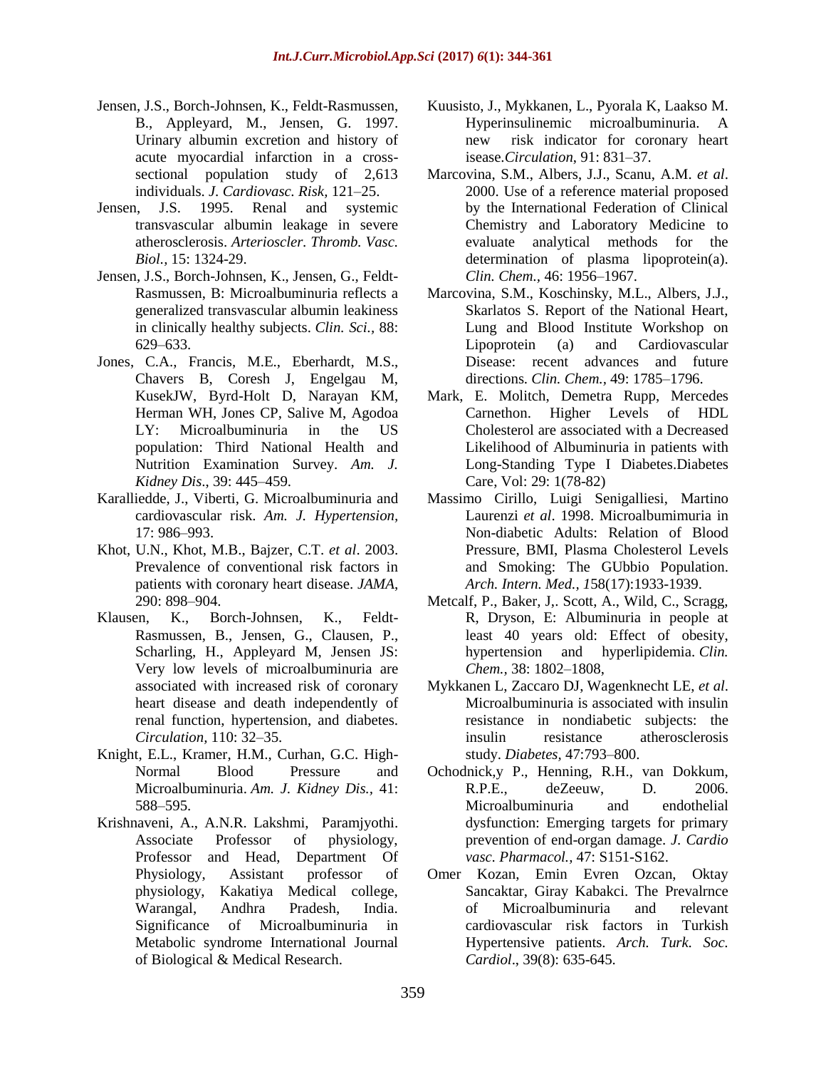Jensen, J.S., Borch-Johnsen, K., Feldt-Rasmussen, B., Appleyard, M., Jensen, G. 1997. Urinary albumin excretion and history of acute myocardial infarction in a cross-sectional population study of 2,613 individuals. *J. Cardiovasc. Risk,* 121–25.

Jensen, J.S. 1995. Renal and systemic transvascular albumin leakage in severe atherosclerosis. *Arterioscler. Thromb. Vasc. Biol.,* 15: 1324-29.

Jensen, J.S., Borch-Johnsen, K., Jensen, G., Feldt-Rasmussen, B: Microalbuminuria reflects a generalized transvascular albumin leakiness in clinically healthy subjects. *Clin. Sci.,* 88: 629–633.

Jones, C.A., Francis, M.E., Eberhardt, M.S., Chavers B, Coresh J, Engelgau M, KusekJW, Byrd-Holt D, Narayan KM, Herman WH, Jones CP, Salive M, Agodoa LY: Microalbuminuria in the US population: Third National Health and Nutrition Examination Survey. *Am. J. Kidney Dis*., 39: 445–459.

Karalliedde, J., Viberti, G. Microalbuminuria and cardiovascular risk. *Am. J. Hypertension,* 17: 986–993.

Khot, U.N., Khot, M.B., Bajzer, C.T. *et al*. 2003. Prevalence of conventional risk factors in patients with coronary heart disease. *JAMA,* 290: 898–904.

Klausen, K., Borch-Johnsen, K., Feldt-Rasmussen, B., Jensen, G., Clausen, P., Scharling, H., Appleyard M, Jensen JS: Very low levels of microalbuminuria are associated with increased risk of coronary heart disease and death independently of renal function, hypertension, and diabetes. *Circulation,* 110: 32–35.

Knight, E.L., Kramer, H.M., Curhan, G.C. High-Normal Blood Pressure and Microalbuminuria. *Am. J. Kidney Dis.,* 41: 588–595.

Krishnaveni, A., A.N.R. Lakshmi, Paramjyothi. Associate Professor of physiology, Professor and Head, Department Of Physiology, Assistant professor of physiology, Kakatiya Medical college, Warangal, Andhra Pradesh, India. Significance of Microalbuminuria in Metabolic syndrome International Journal of Biological & Medical Research.

Kuusisto, J., Mykkanen, L., Pyorala K, Laakso M. Hyperinsulinemic microalbuminuria. A new risk indicator for coronary heart isease.*Circulation*, 91: 831–37.

Marcovina, S.M., Albers, J.J., Scanu, A.M. *et al*. 2000. Use of a reference material proposed by the International Federation of Clinical Chemistry and Laboratory Medicine to evaluate analytical methods for the determination of plasma lipoprotein(a). *Clin. Chem.,* 46: 1956–1967.

Marcovina, S.M., Koschinsky, M.L., Albers, J.J., Skarlatos S. Report of the National Heart, Lung and Blood Institute Workshop on Lipoprotein (a) and Cardiovascular Disease: recent advances and future directions*. Clin. Chem.,* 49: 1785–1796.

Mark, E. Molitch, Demetra Rupp, Mercedes Carnethon. Higher Levels of HDL Cholesterol are associated with a Decreased Likelihood of Albuminuria in patients with Long-Standing Type I Diabetes.Diabetes Care, Vol: 29: 1(78-82)

Massimo Cirillo, Luigi Senigalliesi, Martino Laurenzi *et al*. 1998. Microalbumimuria in Non-diabetic Adults: Relation of Blood Pressure, BMI, Plasma Cholesterol Levels and Smoking: The GUbbio Population. *Arch. Intern. Med., 1*58(17):1933-1939.

Metcalf, P., Baker, J,. Scott, A., Wild, C., Scragg, R, Dryson, E: Albuminuria in people at least 40 years old: Effect of obesity, hypertension and hyperlipidemia. *Clin. Chem.,* 38: 1802–1808,

Mykkanen L, Zaccaro DJ, Wagenknecht LE, *et al*. Microalbuminuria is associated with insulin resistance in nondiabetic subjects: the insulin resistance atherosclerosis study. *Diabetes,* 47:793–800.

Ochodnick,y P., Henning, R.H., van Dokkum, R.P.E., deZeeuw, D. 2006. Microalbuminuria and endothelial dysfunction: Emerging targets for primary prevention of end-organ damage. *J. Cardio vasc. Pharmacol.,* 47: S151-S162.

Omer Kozan, Emin Evren Ozcan, Oktay Sancaktar, Giray Kabakci. The Prevalrnce of Microalbuminuria and relevant cardiovascular risk factors in Turkish Hypertensive patients. *Arch. Turk. Soc. Cardiol*., 39(8): 635-645.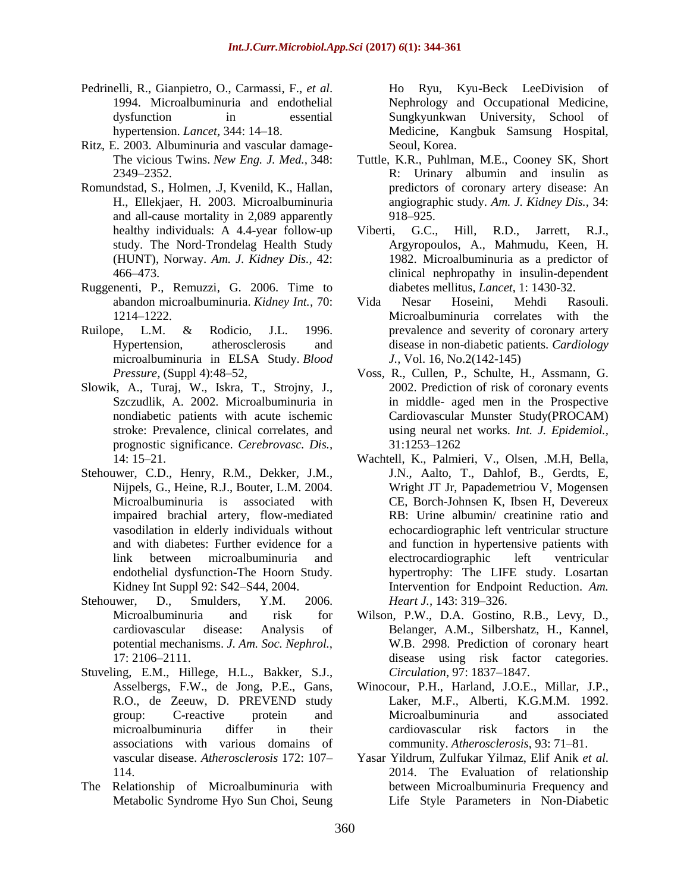Pedrinelli, R., Gianpietro, O., Carmassi, F., *et al*. 1994. Microalbuminuria and endothelial dysfunction in essential hypertension. *Lancet,* 344: 14–18.

Ritz, E. 2003. Albuminuria and vascular damage-The vicious Twins. *New Eng. J. Med.,* 348: 2349–2352.

Romundstad, S., Holmen, .J, Kvenild, K., Hallan, H., Ellekjaer, H. 2003. Microalbuminuria and all-cause mortality in 2,089 apparently healthy individuals: A 4.4-year follow-up study. The Nord-Trondelag Health Study (HUNT), Norway. *Am. J. Kidney Dis.,* 42: 466–473.

Ruggenenti, P., Remuzzi, G. 2006. Time to abandon microalbuminuria. *Kidney Int.,* 70: 1214–1222.

Ruilope, L.M. & Rodicio, J.L. 1996. Hypertension, atherosclerosis and microalbuminuria in ELSA Study. *Blood Pressure,* (Suppl 4):48–52,

Slowik, A., Turaj, W., Iskra, T., Strojny, J., Szczudlik, A. 2002. Microalbuminuria in nondiabetic patients with acute ischemic stroke: Prevalence, clinical correlates, and prognostic significance. *Cerebrovasc. Dis.,* 14: 15–21.

Stehouwer, C.D., Henry, R.M., Dekker, J.M., Nijpels, G., Heine, R.J., Bouter, L.M. 2004. Microalbuminuria is associated with impaired brachial artery, flow-mediated vasodilation in elderly individuals without and with diabetes: Further evidence for a link between microalbuminuria and endothelial dysfunction-The Hoorn Study. Kidney Int Suppl 92: S42–S44, 2004.

Stehouwer, D., Smulders, Y.M. 2006. Microalbuminuria and risk for cardiovascular disease: Analysis of potential mechanisms. *J. Am. Soc. Nephrol.,* 17: 2106–2111.

Stuveling, E.M., Hillege, H.L., Bakker, S.J., Asselbergs, F.W., de Jong, P.E., Gans, R.O., de Zeeuw, D. PREVEND study group: C-reactive protein and microalbuminuria differ in their associations with various domains of vascular disease. *Atherosclerosis* 172: 107–114.

The Relationship of Microalbuminuria with Metabolic Syndrome Hyo Sun Choi, Seung Ho Ryu, Kyu-Beck LeeDivision of Nephrology and Occupational Medicine, Sungkyunkwan University, School of Medicine, Kangbuk Samsung Hospital, Seoul, Korea.

Tuttle, K.R., Puhlman, M.E., Cooney SK, Short R: Urinary albumin and insulin as predictors of coronary artery disease: An angiographic study. *Am. J. Kidney Dis.,* 34: 918–925.

Viberti, G.C., Hill, R.D., Jarrett, R.J., Argyropoulos, A., Mahmudu, Keen, H. 1982. Microalbuminuria as a predictor of clinical nephropathy in insulin-dependent diabetes mellitus, *Lancet*, 1: 1430-32.

Vida Nesar Hoseini, Mehdi Rasouli. Microalbuminuria correlates with the prevalence and severity of coronary artery disease in non-diabetic patients. *Cardiology J.,* Vol. 16, No.2(142-145)

Voss, R., Cullen, P., Schulte, H., Assmann, G. 2002. Prediction of risk of coronary events in middle- aged men in the Prospective Cardiovascular Munster Study(PROCAM) using neural net works. *Int. J. Epidemiol.,* 31:1253–1262

Wachtell, K., Palmieri, V., Olsen, .M.H, Bella, J.N., Aalto, T., Dahlof, B., Gerdts, E, Wright JT Jr, Papademetriou V, Mogensen CE, Borch-Johnsen K, Ibsen H, Devereux RB: Urine albumin/ creatinine ratio and echocardiographic left ventricular structure and function in hypertensive patients with electrocardiographic left ventricular hypertrophy: The LIFE study. Losartan Intervention for Endpoint Reduction. *Am. Heart J.,* 143: 319–326.

Wilson, P.W., D.A. Gostino, R.B., Levy, D., Belanger, A.M., Silbershatz, H., Kannel, W.B. 2998. Prediction of coronary heart disease using risk factor categories. *Circulation*, 97: 1837–1847.

Winocour, P.H., Harland, J.O.E., Millar, J.P., Laker, M.F., Alberti, K.G.M.M. 1992. Microalbuminuria and associated cardiovascular risk factors in the community. *Atherosclerosis*, 93: 71–81.

Yasar Yildrum, Zulfukar Yilmaz, Elif Anik *et al*. 2014. The Evaluation of relationship between Microalbuminuria Frequency and Life Style Parameters in Non-Diabetic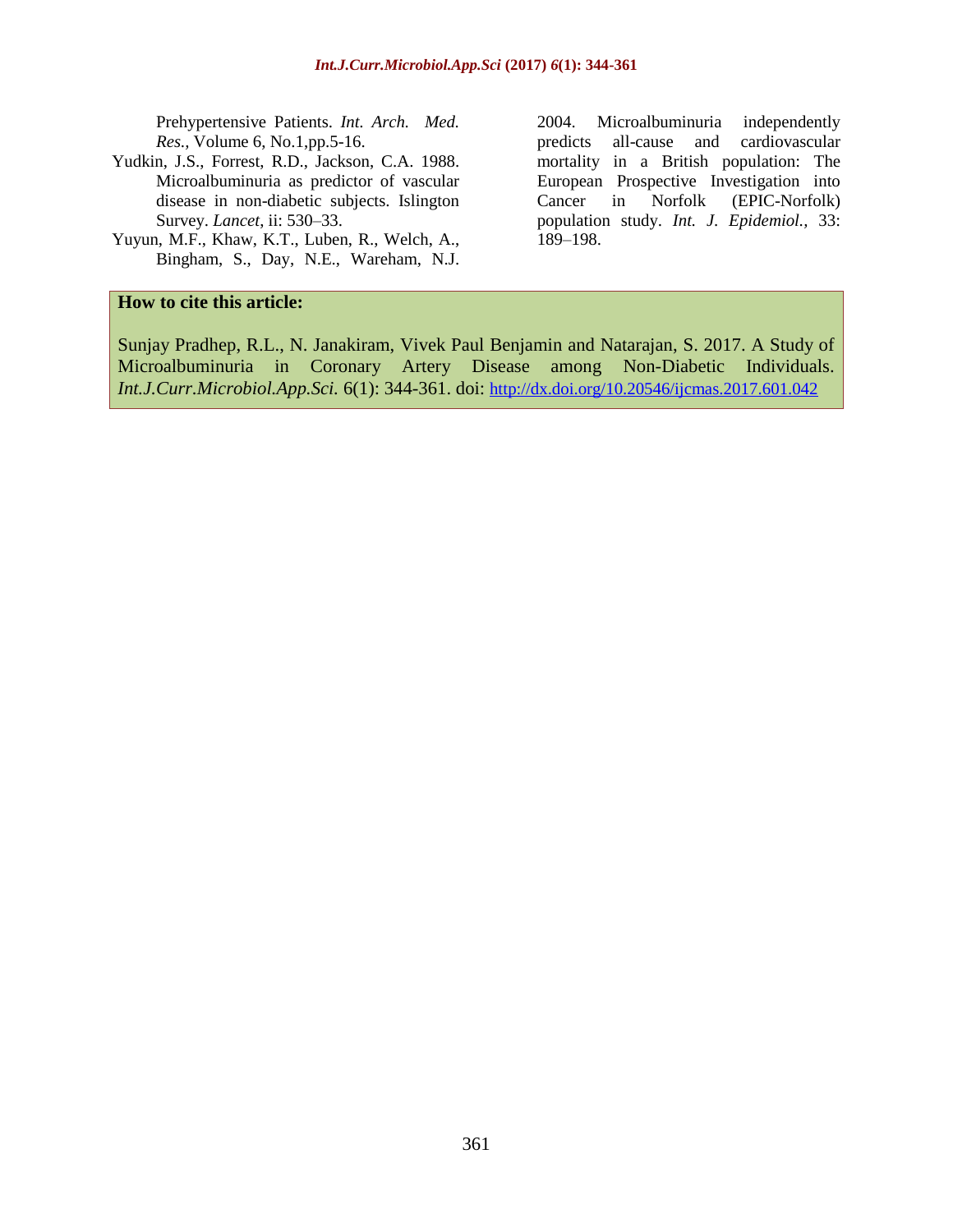Prehypertensive Patients. *Int. Arch. Med. Res.*, Volume 6, No.1,pp.5-16.

Yudkin, J.S., Forrest, R.D., Jackson, C.A. 1988. Microalbuminuria as predictor of vascular disease in non-diabetic subjects. Islington Survey. *Lancet*, ii: 530–33.

Yuyun, M.F., Khaw, K.T., Luben, R., Welch, A., Bingham, S., Day, N.E., Wareham, N.J. 2004. Microalbuminuria independently predicts all-cause and cardiovascular mortality in a British population: The European Prospective Investigation into Cancer in Norfolk (EPIC-Norfolk) population study. *Int. J. Epidemiol.*, 33: 189–198.

**How to cite this article:**

Sunjay Pradhep, R.L., N. Janakiram, Vivek Paul Benjamin and Natarajan, S. 2017. A Study of Microalbuminuria in Coronary Artery Disease among Non-Diabetic Individuals. *Int.J.Curr.Microbiol.App.Sci.* 6(1): 344-361. doi: http://dx.doi.org/10.20546/ijcmas.2017.601.042